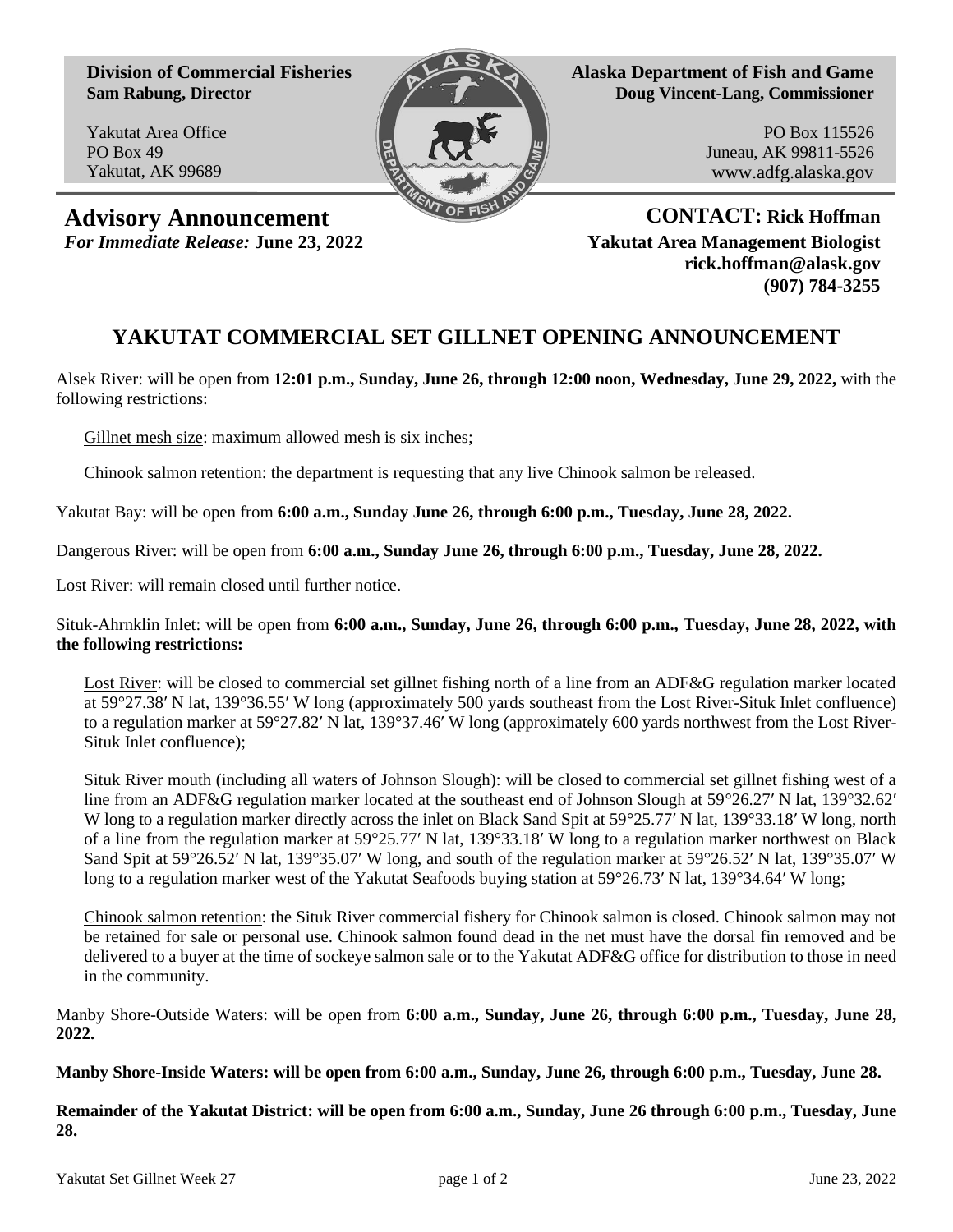**Division of Commercial Fisheries**
**Sam Rabung, Director**

Yakutat Area Office
PO Box 49
Yakutat, AK 99689

**Alaska Department of Fish and Game**
**Doug Vincent-Lang, Commissioner**

PO Box 115526
Juneau, AK 99811-5526
www.adfg.alaska.gov

## Advisory Announcement

*For Immediate Release:* **June 23, 2022**

**CONTACT: Rick Hoffman**
**Yakutat Area Management Biologist**
**rick.hoffman@alask.gov**
**(907) 784-3255**

# YAKUTAT COMMERCIAL SET GILLNET OPENING ANNOUNCEMENT

Alsek River: will be open from **12:01 p.m., Sunday, June 26, through 12:00 noon, Wednesday, June 29, 2022,** with the following restrictions:

Gillnet mesh size: maximum allowed mesh is six inches;

Chinook salmon retention: the department is requesting that any live Chinook salmon be released.

Yakutat Bay: will be open from **6:00 a.m., Sunday June 26, through 6:00 p.m., Tuesday, June 28, 2022.**

Dangerous River: will be open from **6:00 a.m., Sunday June 26, through 6:00 p.m., Tuesday, June 28, 2022.**

Lost River: will remain closed until further notice.

Situk-Ahrnklin Inlet: will be open from **6:00 a.m., Sunday, June 26, through 6:00 p.m., Tuesday, June 28, 2022, with the following restrictions:**

Lost River: will be closed to commercial set gillnet fishing north of a line from an ADF&G regulation marker located at 59°27.38′ N lat, 139°36.55′ W long (approximately 500 yards southeast from the Lost River-Situk Inlet confluence) to a regulation marker at 59°27.82′ N lat, 139°37.46′ W long (approximately 600 yards northwest from the Lost River-Situk Inlet confluence);

Situk River mouth (including all waters of Johnson Slough): will be closed to commercial set gillnet fishing west of a line from an ADF&G regulation marker located at the southeast end of Johnson Slough at 59°26.27′ N lat, 139°32.62′ W long to a regulation marker directly across the inlet on Black Sand Spit at 59°25.77′ N lat, 139°33.18′ W long, north of a line from the regulation marker at 59°25.77′ N lat, 139°33.18′ W long to a regulation marker northwest on Black Sand Spit at 59°26.52′ N lat, 139°35.07′ W long, and south of the regulation marker at 59°26.52′ N lat, 139°35.07′ W long to a regulation marker west of the Yakutat Seafoods buying station at 59°26.73′ N lat, 139°34.64′ W long;

Chinook salmon retention: the Situk River commercial fishery for Chinook salmon is closed. Chinook salmon may not be retained for sale or personal use. Chinook salmon found dead in the net must have the dorsal fin removed and be delivered to a buyer at the time of sockeye salmon sale or to the Yakutat ADF&G office for distribution to those in need in the community.

Manby Shore-Outside Waters: will be open from **6:00 a.m., Sunday, June 26, through 6:00 p.m., Tuesday, June 28, 2022.**

**Manby Shore-Inside Waters: will be open from 6:00 a.m., Sunday, June 26, through 6:00 p.m., Tuesday, June 28.**

**Remainder of the Yakutat District: will be open from 6:00 a.m., Sunday, June 26 through 6:00 p.m., Tuesday, June 28.**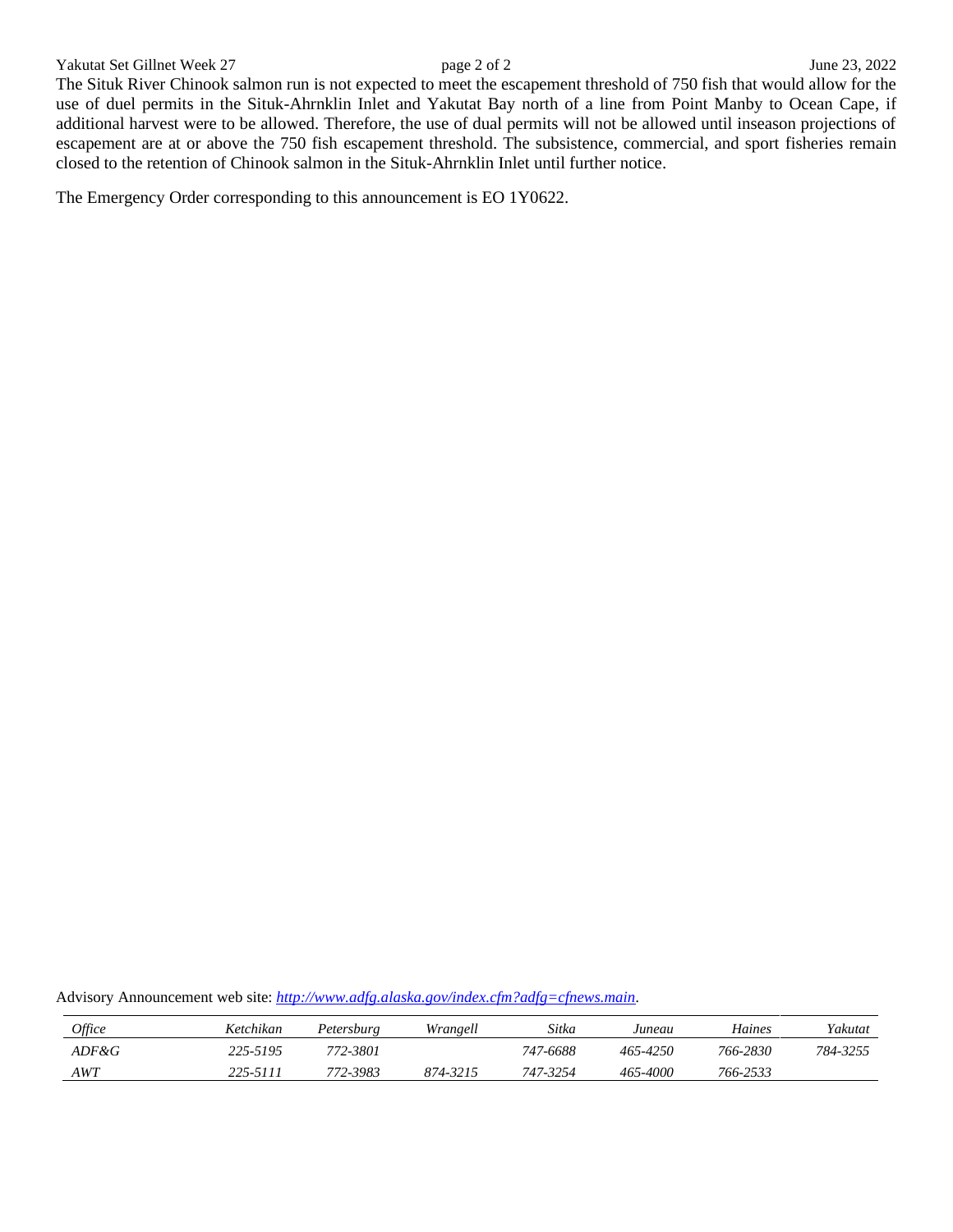The Situk River Chinook salmon run is not expected to meet the escapement threshold of 750 fish that would allow for the use of duel permits in the Situk-Ahrnklin Inlet and Yakutat Bay north of a line from Point Manby to Ocean Cape, if additional harvest were to be allowed. Therefore, the use of dual permits will not be allowed until inseason projections of escapement are at or above the 750 fish escapement threshold. The subsistence, commercial, and sport fisheries remain closed to the retention of Chinook salmon in the Situk-Ahrnklin Inlet until further notice.

The Emergency Order corresponding to this announcement is EO 1Y0622.

Advisory Announcement web site: [http://www.adfg.alaska.gov/index.cfm?adfg=cfnews.main](http://www.adfg.alaska.gov/index.cfm?adfg=cfnews.main).

| *Office* | *Ketchikan* | *Petersburg* | *Wrangell* | *Sitka* | *Juneau* | *Haines* | *Yakutat* |
|---|---|---|---|---|---|---|---|
| *ADF&G* | *225-5195* | *772-3801* | | *747-6688* | *465-4250* | *766-2830* | *784-3255* |
| *AWT* | *225-5111* | *772-3983* | *874-3215* | *747-3254* | *465-4000* | *766-2533* | |